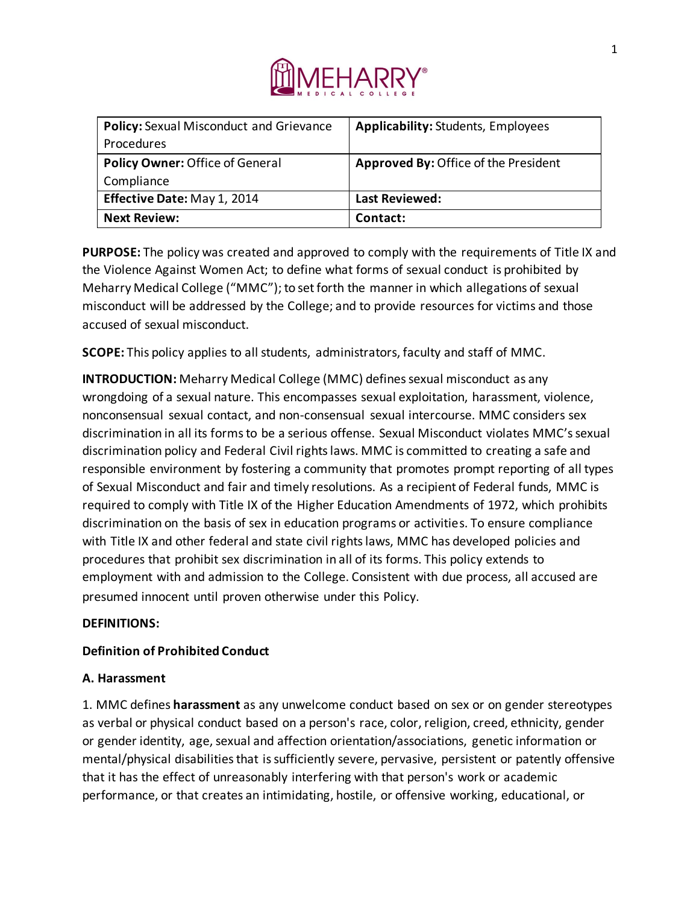| **Policy:** Sexual Misconduct and Grievance Procedures | **Applicability:** Students, Employees |
| --- | --- |
| **Policy Owner:** Office of General Compliance | **Approved By:** Office of the President |
| **Effective Date:** May 1, 2014 | **Last Reviewed:** |
| **Next Review:** | **Contact:** |

**PURPOSE:** The policy was created and approved to comply with the requirements of Title IX and the Violence Against Women Act; to define what forms of sexual conduct is prohibited by Meharry Medical College ("MMC"); to set forth the manner in which allegations of sexual misconduct will be addressed by the College; and to provide resources for victims and those accused of sexual misconduct.

**SCOPE:** This policy applies to all students, administrators, faculty and staff of MMC.

**INTRODUCTION:** Meharry Medical College (MMC) defines sexual misconduct as any wrongdoing of a sexual nature. This encompasses sexual exploitation, harassment, violence, nonconsensual sexual contact, and non-consensual sexual intercourse. MMC considers sex discrimination in all its forms to be a serious offense. Sexual Misconduct violates MMC's sexual discrimination policy and Federal Civil rights laws. MMC is committed to creating a safe and responsible environment by fostering a community that promotes prompt reporting of all types of Sexual Misconduct and fair and timely resolutions. As a recipient of Federal funds, MMC is required to comply with Title IX of the Higher Education Amendments of 1972, which prohibits discrimination on the basis of sex in education programs or activities. To ensure compliance with Title IX and other federal and state civil rights laws, MMC has developed policies and procedures that prohibit sex discrimination in all of its forms. This policy extends to employment with and admission to the College. Consistent with due process, all accused are presumed innocent until proven otherwise under this Policy.

**DEFINITIONS:**

**Definition of Prohibited Conduct**

**A. Harassment**

1. MMC defines **harassment** as any unwelcome conduct based on sex or on gender stereotypes as verbal or physical conduct based on a person's race, color, religion, creed, ethnicity, gender or gender identity, age, sexual and affection orientation/associations, genetic information or mental/physical disabilities that is sufficiently severe, pervasive, persistent or patently offensive that it has the effect of unreasonably interfering with that person's work or academic performance, or that creates an intimidating, hostile, or offensive working, educational, or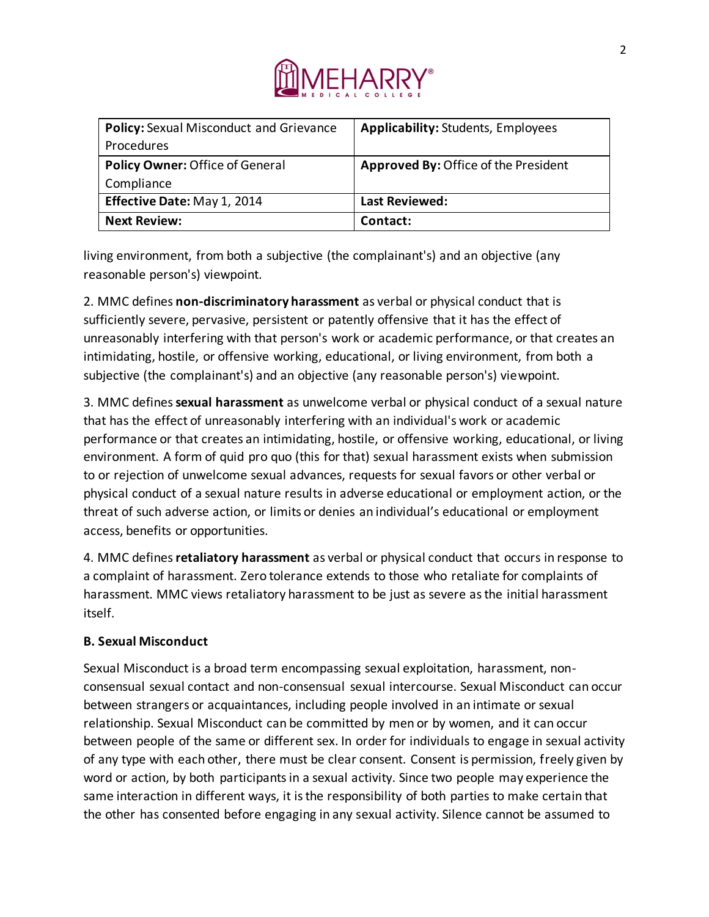| **Policy:** Sexual Misconduct and Grievance Procedures | **Applicability:** Students, Employees |
| --- | --- |
| **Policy Owner:** Office of General Compliance | **Approved By:** Office of the President |
| **Effective Date:** May 1, 2014 | **Last Reviewed:** |
| **Next Review:** | **Contact:** |

living environment, from both a subjective (the complainant's) and an objective (any reasonable person's) viewpoint.

2. MMC defines **non-discriminatory harassment** as verbal or physical conduct that is sufficiently severe, pervasive, persistent or patently offensive that it has the effect of unreasonably interfering with that person's work or academic performance, or that creates an intimidating, hostile, or offensive working, educational, or living environment, from both a subjective (the complainant's) and an objective (any reasonable person's) viewpoint.

3. MMC defines **sexual harassment** as unwelcome verbal or physical conduct of a sexual nature that has the effect of unreasonably interfering with an individual's work or academic performance or that creates an intimidating, hostile, or offensive working, educational, or living environment. A form of quid pro quo (this for that) sexual harassment exists when submission to or rejection of unwelcome sexual advances, requests for sexual favors or other verbal or physical conduct of a sexual nature results in adverse educational or employment action, or the threat of such adverse action, or limits or denies an individual's educational or employment access, benefits or opportunities.

4. MMC defines **retaliatory harassment** as verbal or physical conduct that occurs in response to a complaint of harassment. Zero tolerance extends to those who retaliate for complaints of harassment. MMC views retaliatory harassment to be just as severe as the initial harassment itself.

**B. Sexual Misconduct**

Sexual Misconduct is a broad term encompassing sexual exploitation, harassment, non-consensual sexual contact and non-consensual sexual intercourse. Sexual Misconduct can occur between strangers or acquaintances, including people involved in an intimate or sexual relationship. Sexual Misconduct can be committed by men or by women, and it can occur between people of the same or different sex. In order for individuals to engage in sexual activity of any type with each other, there must be clear consent. Consent is permission, freely given by word or action, by both participants in a sexual activity. Since two people may experience the same interaction in different ways, it is the responsibility of both parties to make certain that the other has consented before engaging in any sexual activity. Silence cannot be assumed to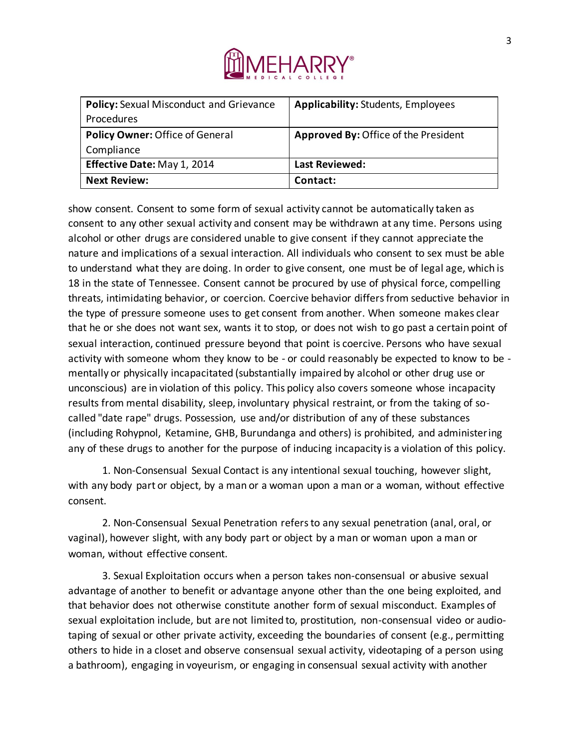| **Policy:** Sexual Misconduct and Grievance Procedures | **Applicability:** Students, Employees |
| --- | --- |
| **Policy Owner:** Office of General Compliance | **Approved By:** Office of the President |
| **Effective Date:** May 1, 2014 | **Last Reviewed:** |
| **Next Review:** | **Contact:** |

show consent. Consent to some form of sexual activity cannot be automatically taken as consent to any other sexual activity and consent may be withdrawn at any time. Persons using alcohol or other drugs are considered unable to give consent if they cannot appreciate the nature and implications of a sexual interaction. All individuals who consent to sex must be able to understand what they are doing. In order to give consent, one must be of legal age, which is 18 in the state of Tennessee. Consent cannot be procured by use of physical force, compelling threats, intimidating behavior, or coercion. Coercive behavior differs from seductive behavior in the type of pressure someone uses to get consent from another. When someone makes clear that he or she does not want sex, wants it to stop, or does not wish to go past a certain point of sexual interaction, continued pressure beyond that point is coercive. Persons who have sexual activity with someone whom they know to be - or could reasonably be expected to know to be - mentally or physically incapacitated (substantially impaired by alcohol or other drug use or unconscious) are in violation of this policy. This policy also covers someone whose incapacity results from mental disability, sleep, involuntary physical restraint, or from the taking of so-called "date rape" drugs. Possession, use and/or distribution of any of these substances (including Rohypnol, Ketamine, GHB, Burundanga and others) is prohibited, and administering any of these drugs to another for the purpose of inducing incapacity is a violation of this policy.

1. Non-Consensual Sexual Contact is any intentional sexual touching, however slight, with any body part or object, by a man or a woman upon a man or a woman, without effective consent.

2. Non-Consensual Sexual Penetration refers to any sexual penetration (anal, oral, or vaginal), however slight, with any body part or object by a man or woman upon a man or woman, without effective consent.

3. Sexual Exploitation occurs when a person takes non-consensual or abusive sexual advantage of another to benefit or advantage anyone other than the one being exploited, and that behavior does not otherwise constitute another form of sexual misconduct. Examples of sexual exploitation include, but are not limited to, prostitution, non-consensual video or audio-taping of sexual or other private activity, exceeding the boundaries of consent (e.g., permitting others to hide in a closet and observe consensual sexual activity, videotaping of a person using a bathroom), engaging in voyeurism, or engaging in consensual sexual activity with another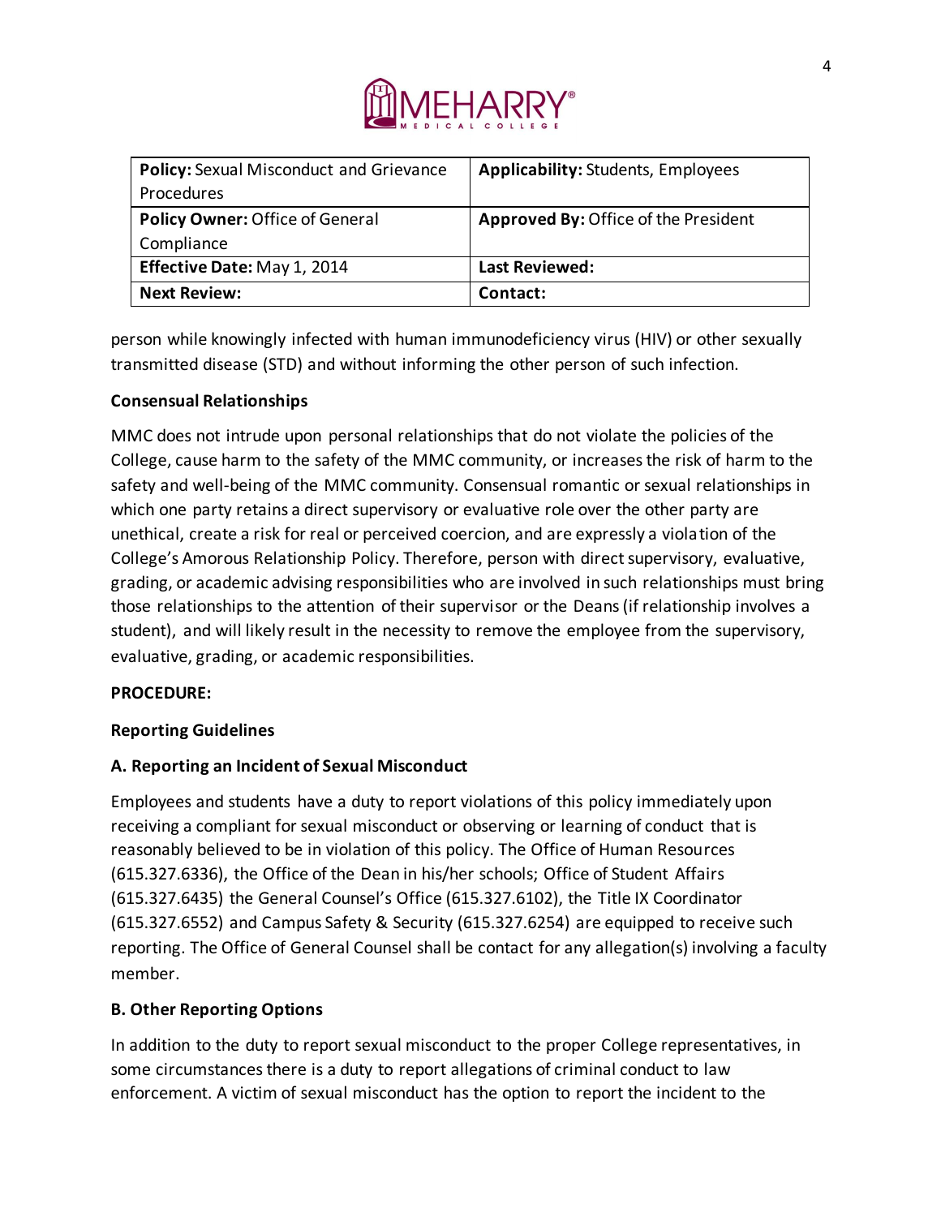| **Policy:** Sexual Misconduct and Grievance Procedures | **Applicability:** Students, Employees |
|---|---|
| **Policy Owner:** Office of General Compliance | **Approved By:** Office of the President |
| **Effective Date:** May 1, 2014 | **Last Reviewed:** |
| **Next Review:** | **Contact:** |

person while knowingly infected with human immunodeficiency virus (HIV) or other sexually transmitted disease (STD) and without informing the other person of such infection.

**Consensual Relationships**

MMC does not intrude upon personal relationships that do not violate the policies of the College, cause harm to the safety of the MMC community, or increases the risk of harm to the safety and well-being of the MMC community. Consensual romantic or sexual relationships in which one party retains a direct supervisory or evaluative role over the other party are unethical, create a risk for real or perceived coercion, and are expressly a violation of the College's Amorous Relationship Policy. Therefore, person with direct supervisory, evaluative, grading, or academic advising responsibilities who are involved in such relationships must bring those relationships to the attention of their supervisor or the Deans (if relationship involves a student), and will likely result in the necessity to remove the employee from the supervisory, evaluative, grading, or academic responsibilities.

**PROCEDURE:**

**Reporting Guidelines**

**A. Reporting an Incident of Sexual Misconduct**

Employees and students have a duty to report violations of this policy immediately upon receiving a compliant for sexual misconduct or observing or learning of conduct that is reasonably believed to be in violation of this policy. The Office of Human Resources (615.327.6336), the Office of the Dean in his/her schools; Office of Student Affairs (615.327.6435) the General Counsel's Office (615.327.6102), the Title IX Coordinator (615.327.6552) and Campus Safety & Security (615.327.6254) are equipped to receive such reporting. The Office of General Counsel shall be contact for any allegation(s) involving a faculty member.

**B. Other Reporting Options**

In addition to the duty to report sexual misconduct to the proper College representatives, in some circumstances there is a duty to report allegations of criminal conduct to law enforcement. A victim of sexual misconduct has the option to report the incident to the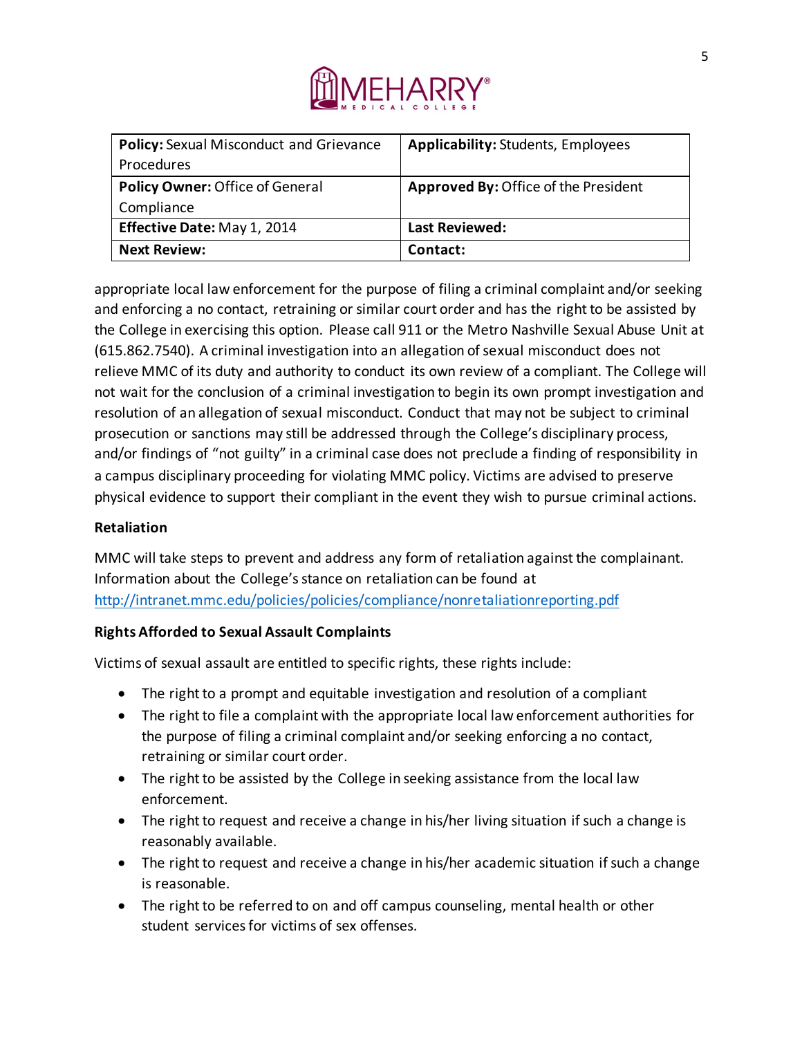| **Policy:** Sexual Misconduct and Grievance Procedures | **Applicability:** Students, Employees |
|---|---|
| **Policy Owner:** Office of General Compliance | **Approved By:** Office of the President |
| **Effective Date:** May 1, 2014 | **Last Reviewed:** |
| **Next Review:** | **Contact:** |

appropriate local law enforcement for the purpose of filing a criminal complaint and/or seeking and enforcing a no contact, retraining or similar court order and has the right to be assisted by the College in exercising this option. Please call 911 or the Metro Nashville Sexual Abuse Unit at (615.862.7540). A criminal investigation into an allegation of sexual misconduct does not relieve MMC of its duty and authority to conduct its own review of a compliant. The College will not wait for the conclusion of a criminal investigation to begin its own prompt investigation and resolution of an allegation of sexual misconduct. Conduct that may not be subject to criminal prosecution or sanctions may still be addressed through the College's disciplinary process, and/or findings of "not guilty" in a criminal case does not preclude a finding of responsibility in a campus disciplinary proceeding for violating MMC policy. Victims are advised to preserve physical evidence to support their compliant in the event they wish to pursue criminal actions.

**Retaliation**

MMC will take steps to prevent and address any form of retaliation against the complainant. Information about the College's stance on retaliation can be found at http://intranet.mmc.edu/policies/policies/compliance/nonretaliationreporting.pdf

**Rights Afforded to Sexual Assault Complaints**

Victims of sexual assault are entitled to specific rights, these rights include:

- The right to a prompt and equitable investigation and resolution of a compliant
- The right to file a complaint with the appropriate local law enforcement authorities for the purpose of filing a criminal complaint and/or seeking enforcing a no contact, retraining or similar court order.
- The right to be assisted by the College in seeking assistance from the local law enforcement.
- The right to request and receive a change in his/her living situation if such a change is reasonably available.
- The right to request and receive a change in his/her academic situation if such a change is reasonable.
- The right to be referred to on and off campus counseling, mental health or other student services for victims of sex offenses.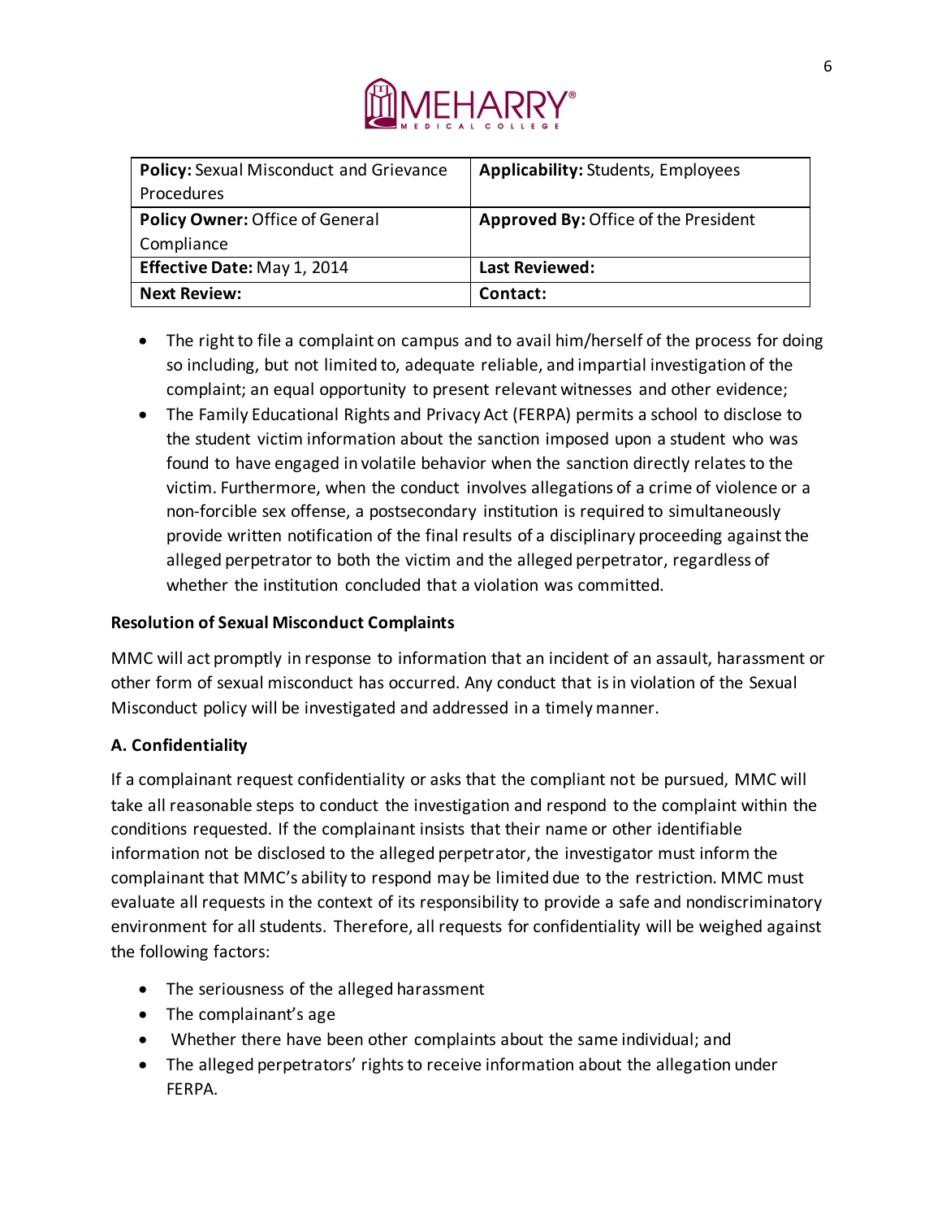| **Policy:** Sexual Misconduct and Grievance Procedures | **Applicability:** Students, Employees |
|---|---|
| **Policy Owner:** Office of General Compliance | **Approved By:** Office of the President |
| **Effective Date:** May 1, 2014 | **Last Reviewed:** |
| **Next Review:** | **Contact:** |

- The right to file a complaint on campus and to avail him/herself of the process for doing so including, but not limited to, adequate reliable, and impartial investigation of the complaint; an equal opportunity to present relevant witnesses and other evidence;
- The Family Educational Rights and Privacy Act (FERPA) permits a school to disclose to the student victim information about the sanction imposed upon a student who was found to have engaged in volatile behavior when the sanction directly relates to the victim. Furthermore, when the conduct involves allegations of a crime of violence or a non-forcible sex offense, a postsecondary institution is required to simultaneously provide written notification of the final results of a disciplinary proceeding against the alleged perpetrator to both the victim and the alleged perpetrator, regardless of whether the institution concluded that a violation was committed.

**Resolution of Sexual Misconduct Complaints**

MMC will act promptly in response to information that an incident of an assault, harassment or other form of sexual misconduct has occurred. Any conduct that is in violation of the Sexual Misconduct policy will be investigated and addressed in a timely manner.

**A. Confidentiality**

If a complainant request confidentiality or asks that the compliant not be pursued, MMC will take all reasonable steps to conduct the investigation and respond to the complaint within the conditions requested. If the complainant insists that their name or other identifiable information not be disclosed to the alleged perpetrator, the investigator must inform the complainant that MMC's ability to respond may be limited due to the restriction. MMC must evaluate all requests in the context of its responsibility to provide a safe and nondiscriminatory environment for all students. Therefore, all requests for confidentiality will be weighed against the following factors:

- The seriousness of the alleged harassment
- The complainant's age
- Whether there have been other complaints about the same individual; and
- The alleged perpetrators' rights to receive information about the allegation under FERPA.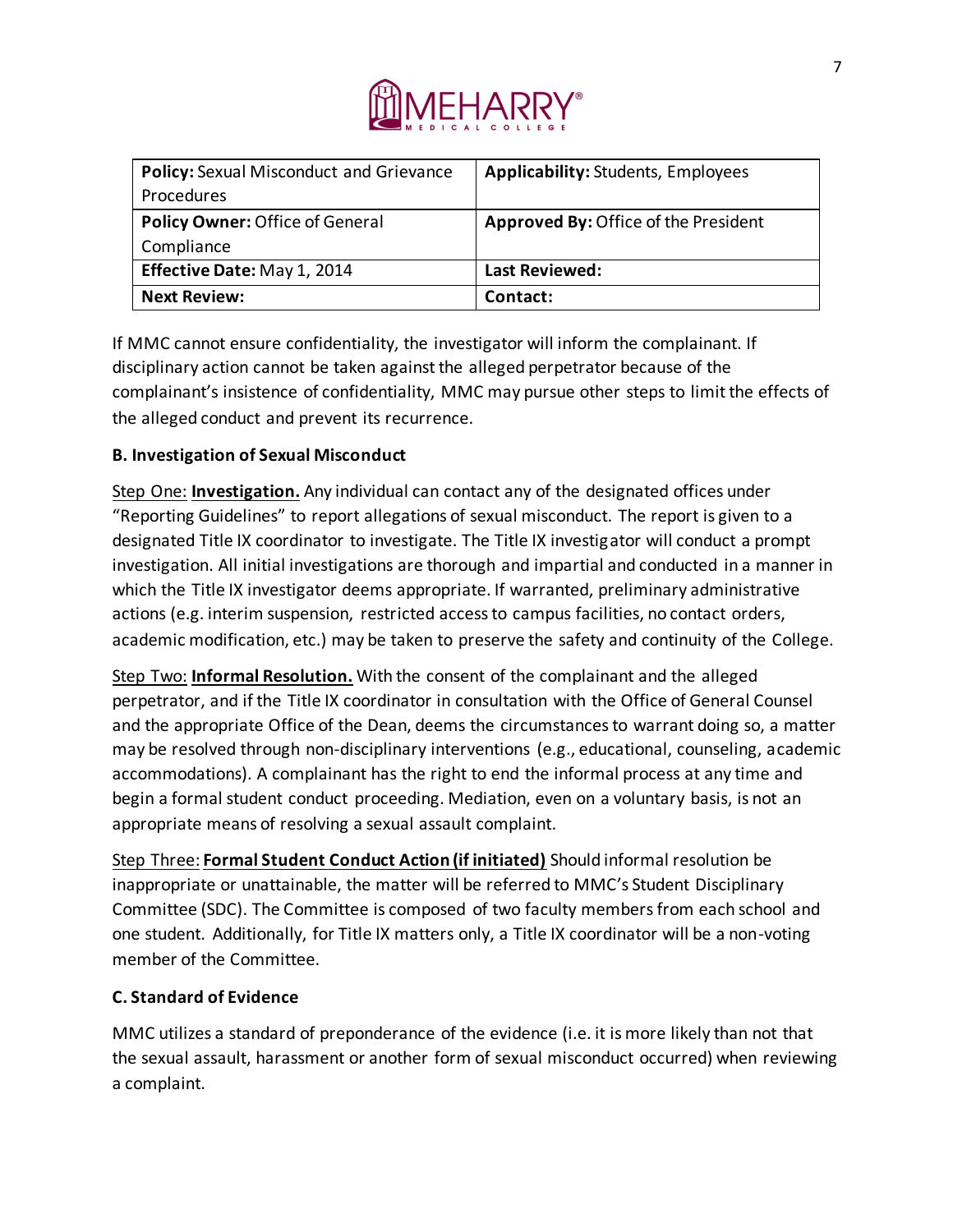| **Policy:** Sexual Misconduct and Grievance Procedures | **Applicability:** Students, Employees |
| --- | --- |
| **Policy Owner:** Office of General Compliance | **Approved By:** Office of the President |
| **Effective Date:** May 1, 2014 | **Last Reviewed:** |
| **Next Review:** | **Contact:** |

If MMC cannot ensure confidentiality, the investigator will inform the complainant. If disciplinary action cannot be taken against the alleged perpetrator because of the complainant's insistence of confidentiality, MMC may pursue other steps to limit the effects of the alleged conduct and prevent its recurrence.

**B. Investigation of Sexual Misconduct**

Step One: **Investigation.** Any individual can contact any of the designated offices under "Reporting Guidelines" to report allegations of sexual misconduct. The report is given to a designated Title IX coordinator to investigate. The Title IX investigator will conduct a prompt investigation. All initial investigations are thorough and impartial and conducted in a manner in which the Title IX investigator deems appropriate. If warranted, preliminary administrative actions (e.g. interim suspension, restricted access to campus facilities, no contact orders, academic modification, etc.) may be taken to preserve the safety and continuity of the College.

Step Two: **Informal Resolution.** With the consent of the complainant and the alleged perpetrator, and if the Title IX coordinator in consultation with the Office of General Counsel and the appropriate Office of the Dean, deems the circumstances to warrant doing so, a matter may be resolved through non-disciplinary interventions (e.g., educational, counseling, academic accommodations). A complainant has the right to end the informal process at any time and begin a formal student conduct proceeding. Mediation, even on a voluntary basis, is not an appropriate means of resolving a sexual assault complaint.

Step Three: **Formal Student Conduct Action (if initiated)** Should informal resolution be inappropriate or unattainable, the matter will be referred to MMC's Student Disciplinary Committee (SDC). The Committee is composed of two faculty members from each school and one student. Additionally, for Title IX matters only, a Title IX coordinator will be a non-voting member of the Committee.

**C. Standard of Evidence**

MMC utilizes a standard of preponderance of the evidence (i.e. it is more likely than not that the sexual assault, harassment or another form of sexual misconduct occurred) when reviewing a complaint.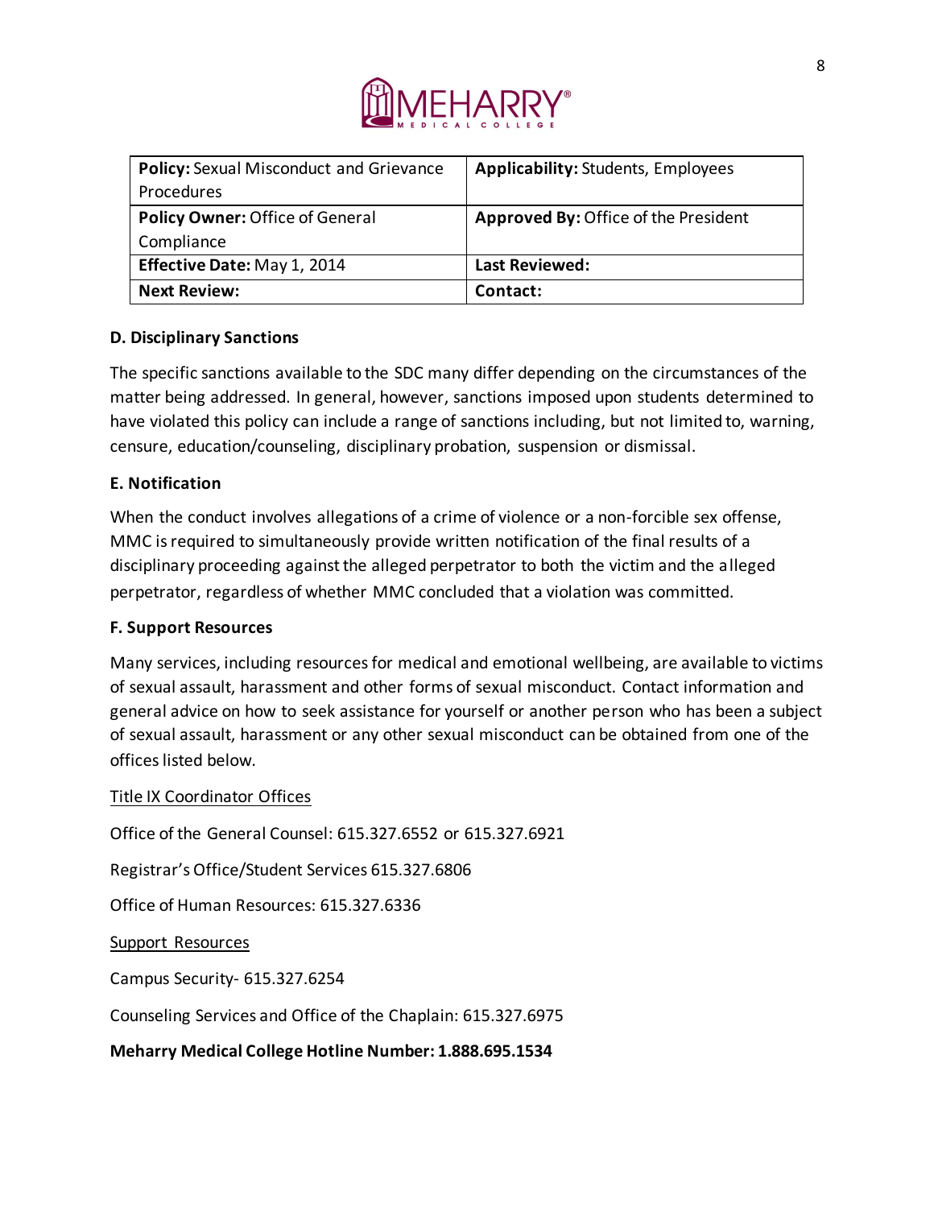| **Policy:** Sexual Misconduct and Grievance Procedures | **Applicability:** Students, Employees |
|---|---|
| **Policy Owner:** Office of General Compliance | **Approved By:** Office of the President |
| **Effective Date:** May 1, 2014 | **Last Reviewed:** |
| **Next Review:** | **Contact:** |

### D. Disciplinary Sanctions

The specific sanctions available to the SDC many differ depending on the circumstances of the matter being addressed. In general, however, sanctions imposed upon students determined to have violated this policy can include a range of sanctions including, but not limited to, warning, censure, education/counseling, disciplinary probation, suspension or dismissal.

### E. Notification

When the conduct involves allegations of a crime of violence or a non-forcible sex offense, MMC is required to simultaneously provide written notification of the final results of a disciplinary proceeding against the alleged perpetrator to both the victim and the alleged perpetrator, regardless of whether MMC concluded that a violation was committed.

### F. Support Resources

Many services, including resources for medical and emotional wellbeing, are available to victims of sexual assault, harassment and other forms of sexual misconduct. Contact information and general advice on how to seek assistance for yourself or another person who has been a subject of sexual assault, harassment or any other sexual misconduct can be obtained from one of the offices listed below.

Title IX Coordinator Offices

Office of the General Counsel: 615.327.6552 or 615.327.6921

Registrar's Office/Student Services 615.327.6806

Office of Human Resources: 615.327.6336

Support Resources

Campus Security- 615.327.6254

Counseling Services and Office of the Chaplain: 615.327.6975

**Meharry Medical College Hotline Number: 1.888.695.1534**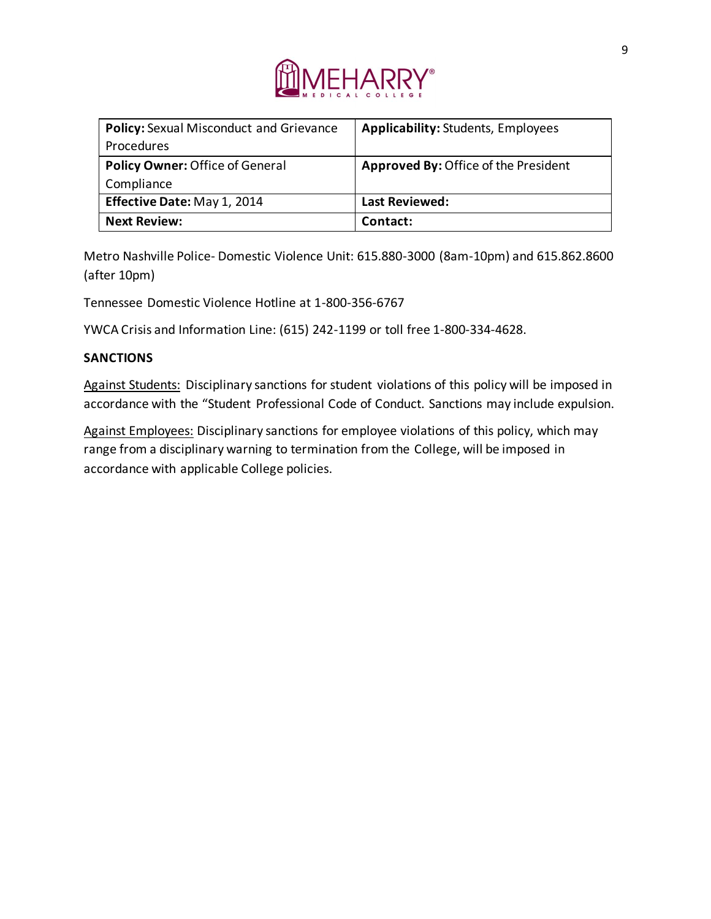| | |
|---|---|
| **Policy:** Sexual Misconduct and Grievance Procedures | **Applicability:** Students, Employees |
| **Policy Owner:** Office of General Compliance | **Approved By:** Office of the President |
| **Effective Date:** May 1, 2014 | **Last Reviewed:** |
| **Next Review:** | **Contact:** |

Metro Nashville Police- Domestic Violence Unit: 615.880-3000 (8am-10pm) and 615.862.8600 (after 10pm)

Tennessee Domestic Violence Hotline at 1-800-356-6767

YWCA Crisis and Information Line: (615) 242-1199 or toll free 1-800-334-4628.

**SANCTIONS**

Against Students: Disciplinary sanctions for student violations of this policy will be imposed in accordance with the "Student Professional Code of Conduct. Sanctions may include expulsion.

Against Employees: Disciplinary sanctions for employee violations of this policy, which may range from a disciplinary warning to termination from the College, will be imposed in accordance with applicable College policies.